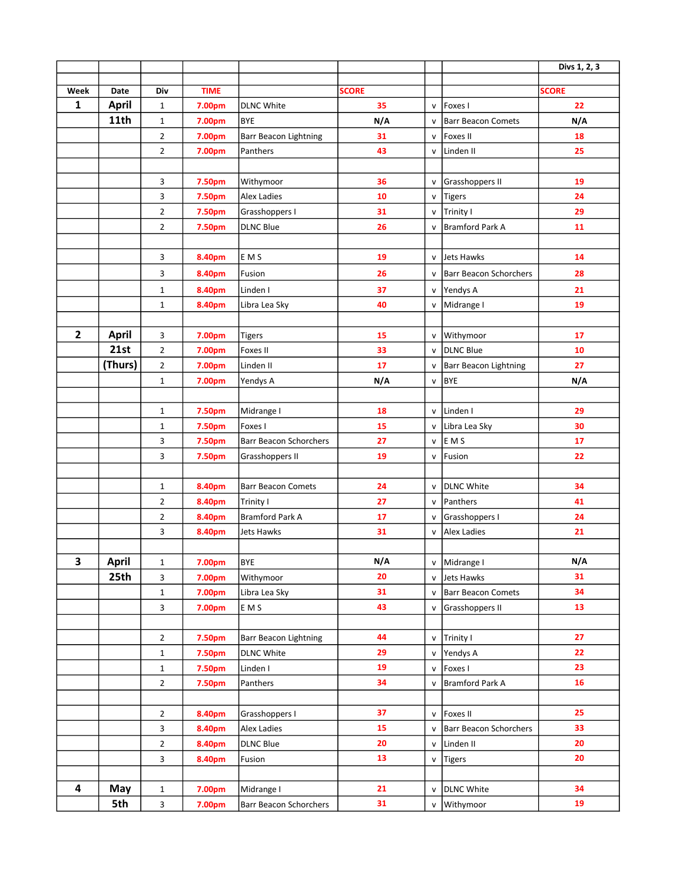| Week | Date | Div | TIME | | SCORE | | | SCORE |
|---|---|---|---|---|---|---|---|---|
| | | | | | | | | Divs 1, 2, 3 |
| 1 | April | 1 | 7.00pm | DLNC White | 35 | v | Foxes I | 22 |
| | 11th | 1 | 7.00pm | BYE | N/A | v | Barr Beacon Comets | N/A |
| | | 2 | 7.00pm | Barr Beacon Lightning | 31 | v | Foxes II | 18 |
| | | 2 | 7.00pm | Panthers | 43 | v | Linden II | 25 |
| | | | | | | | | |
| | | 3 | 7.50pm | Withymoor | 36 | v | Grasshoppers II | 19 |
| | | 3 | 7.50pm | Alex Ladies | 10 | v | Tigers | 24 |
| | | 2 | 7.50pm | Grasshoppers I | 31 | v | Trinity I | 29 |
| | | 2 | 7.50pm | DLNC Blue | 26 | v | Bramford Park A | 11 |
| | | | | | | | | |
| | | 3 | 8.40pm | E M S | 19 | v | Jets Hawks | 14 |
| | | 3 | 8.40pm | Fusion | 26 | v | Barr Beacon Schorchers | 28 |
| | | 1 | 8.40pm | Linden I | 37 | v | Yendys A | 21 |
| | | 1 | 8.40pm | Libra Lea Sky | 40 | v | Midrange I | 19 |
| | | | | | | | | |
| 2 | April | 3 | 7.00pm | Tigers | 15 | v | Withymoor | 17 |
| | 21st | 2 | 7.00pm | Foxes II | 33 | v | DLNC Blue | 10 |
| | (Thurs) | 2 | 7.00pm | Linden II | 17 | v | Barr Beacon Lightning | 27 |
| | | 1 | 7.00pm | Yendys A | N/A | v | BYE | N/A |
| | | | | | | | | |
| | | 1 | 7.50pm | Midrange I | 18 | v | Linden I | 29 |
| | | 1 | 7.50pm | Foxes I | 15 | v | Libra Lea Sky | 30 |
| | | 3 | 7.50pm | Barr Beacon Schorchers | 27 | v | E M S | 17 |
| | | 3 | 7.50pm | Grasshoppers II | 19 | v | Fusion | 22 |
| | | | | | | | | |
| | | 1 | 8.40pm | Barr Beacon Comets | 24 | v | DLNC White | 34 |
| | | 2 | 8.40pm | Trinity I | 27 | v | Panthers | 41 |
| | | 2 | 8.40pm | Bramford Park A | 17 | v | Grasshoppers I | 24 |
| | | 3 | 8.40pm | Jets Hawks | 31 | v | Alex Ladies | 21 |
| | | | | | | | | |
| 3 | April | 1 | 7.00pm | BYE | N/A | v | Midrange I | N/A |
| | 25th | 3 | 7.00pm | Withymoor | 20 | v | Jets Hawks | 31 |
| | | 1 | 7.00pm | Libra Lea Sky | 31 | v | Barr Beacon Comets | 34 |
| | | 3 | 7.00pm | E M S | 43 | v | Grasshoppers II | 13 |
| | | | | | | | | |
| | | 2 | 7.50pm | Barr Beacon Lightning | 44 | v | Trinity I | 27 |
| | | 1 | 7.50pm | DLNC White | 29 | v | Yendys A | 22 |
| | | 1 | 7.50pm | Linden I | 19 | v | Foxes I | 23 |
| | | 2 | 7.50pm | Panthers | 34 | v | Bramford Park A | 16 |
| | | | | | | | | |
| | | 2 | 8.40pm | Grasshoppers I | 37 | v | Foxes II | 25 |
| | | 3 | 8.40pm | Alex Ladies | 15 | v | Barr Beacon Schorchers | 33 |
| | | 2 | 8.40pm | DLNC Blue | 20 | v | Linden II | 20 |
| | | 3 | 8.40pm | Fusion | 13 | v | Tigers | 20 |
| | | | | | | | | |
| 4 | May | 1 | 7.00pm | Midrange I | 21 | v | DLNC White | 34 |
| | 5th | 3 | 7.00pm | Barr Beacon Schorchers | 31 | v | Withymoor | 19 |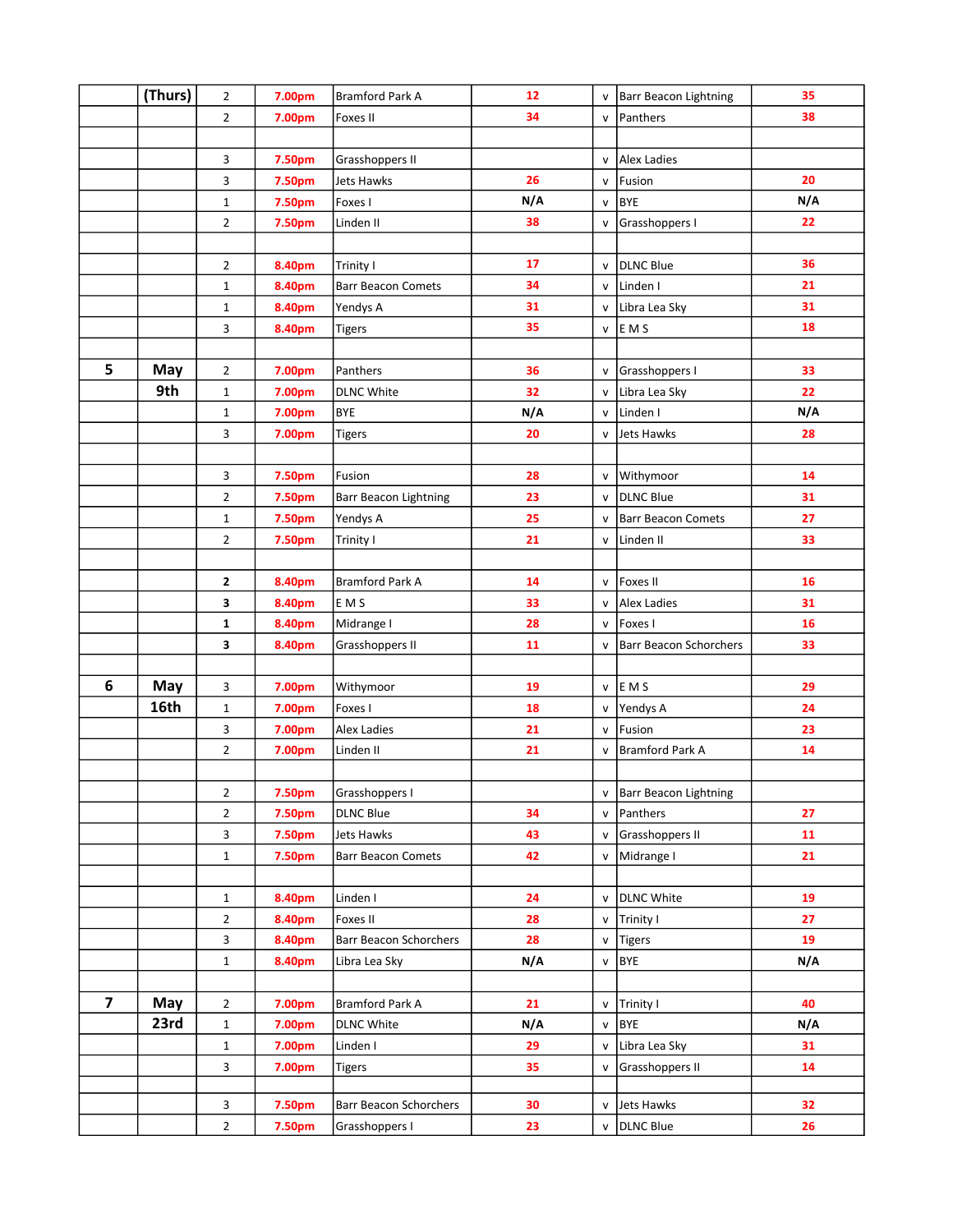|  | (Thurs) | 2 | 7.00pm | Bramford Park A | 12 | v | Barr Beacon Lightning | 35 |
|---|---|---|---|---|---|---|---|---|
|  |  | 2 | 7.00pm | Foxes II | 34 | v | Panthers | 38 |
|  |  |  |  |  |  |  |  |  |
|  |  | 3 | 7.50pm | Grasshoppers II |  | v | Alex Ladies |  |
|  |  | 3 | 7.50pm | Jets Hawks | 26 | v | Fusion | 20 |
|  |  | 1 | 7.50pm | Foxes I | N/A | v | BYE | N/A |
|  |  | 2 | 7.50pm | Linden II | 38 | v | Grasshoppers I | 22 |
|  |  |  |  |  |  |  |  |  |
|  |  | 2 | 8.40pm | Trinity I | 17 | v | DLNC Blue | 36 |
|  |  | 1 | 8.40pm | Barr Beacon Comets | 34 | v | Linden I | 21 |
|  |  | 1 | 8.40pm | Yendys A | 31 | v | Libra Lea Sky | 31 |
|  |  | 3 | 8.40pm | Tigers | 35 | v | E M S | 18 |
|  |  |  |  |  |  |  |  |  |
| 5 | May | 2 | 7.00pm | Panthers | 36 | v | Grasshoppers I | 33 |
|  | 9th | 1 | 7.00pm | DLNC White | 32 | v | Libra Lea Sky | 22 |
|  |  | 1 | 7.00pm | BYE | N/A | v | Linden I | N/A |
|  |  | 3 | 7.00pm | Tigers | 20 | v | Jets Hawks | 28 |
|  |  |  |  |  |  |  |  |  |
|  |  | 3 | 7.50pm | Fusion | 28 | v | Withymoor | 14 |
|  |  | 2 | 7.50pm | Barr Beacon Lightning | 23 | v | DLNC Blue | 31 |
|  |  | 1 | 7.50pm | Yendys A | 25 | v | Barr Beacon Comets | 27 |
|  |  | 2 | 7.50pm | Trinity I | 21 | v | Linden II | 33 |
|  |  |  |  |  |  |  |  |  |
|  |  | **2** | 8.40pm | Bramford Park A | 14 | v | Foxes II | 16 |
|  |  | **3** | 8.40pm | E M S | 33 | v | Alex Ladies | 31 |
|  |  | **1** | 8.40pm | Midrange I | 28 | v | Foxes I | 16 |
|  |  | **3** | 8.40pm | Grasshoppers II | 11 | v | Barr Beacon Schorchers | 33 |
|  |  |  |  |  |  |  |  |  |
| 6 | May | 3 | 7.00pm | Withymoor | 19 | v | E M S | 29 |
|  | 16th | 1 | 7.00pm | Foxes I | 18 | v | Yendys A | 24 |
|  |  | 3 | 7.00pm | Alex Ladies | 21 | v | Fusion | 23 |
|  |  | 2 | 7.00pm | Linden II | 21 | v | Bramford Park A | 14 |
|  |  |  |  |  |  |  |  |  |
|  |  | 2 | 7.50pm | Grasshoppers I |  | v | Barr Beacon Lightning |  |
|  |  | 2 | 7.50pm | DLNC Blue | 34 | v | Panthers | 27 |
|  |  | 3 | 7.50pm | Jets Hawks | 43 | v | Grasshoppers II | 11 |
|  |  | 1 | 7.50pm | Barr Beacon Comets | 42 | v | Midrange I | 21 |
|  |  |  |  |  |  |  |  |  |
|  |  | 1 | 8.40pm | Linden I | 24 | v | DLNC White | 19 |
|  |  | 2 | 8.40pm | Foxes II | 28 | v | Trinity I | 27 |
|  |  | 3 | 8.40pm | Barr Beacon Schorchers | 28 | v | Tigers | 19 |
|  |  | 1 | 8.40pm | Libra Lea Sky | N/A | v | BYE | N/A |
|  |  |  |  |  |  |  |  |  |
| 7 | May | 2 | 7.00pm | Bramford Park A | 21 | v | Trinity I | 40 |
|  | 23rd | 1 | 7.00pm | DLNC White | N/A | v | BYE | N/A |
|  |  | 1 | 7.00pm | Linden I | 29 | v | Libra Lea Sky | 31 |
|  |  | 3 | 7.00pm | Tigers | 35 | v | Grasshoppers II | 14 |
|  |  |  |  |  |  |  |  |  |
|  |  | 3 | 7.50pm | Barr Beacon Schorchers | 30 | v | Jets Hawks | 32 |
|  |  | 2 | 7.50pm | Grasshoppers I | 23 | v | DLNC Blue | 26 |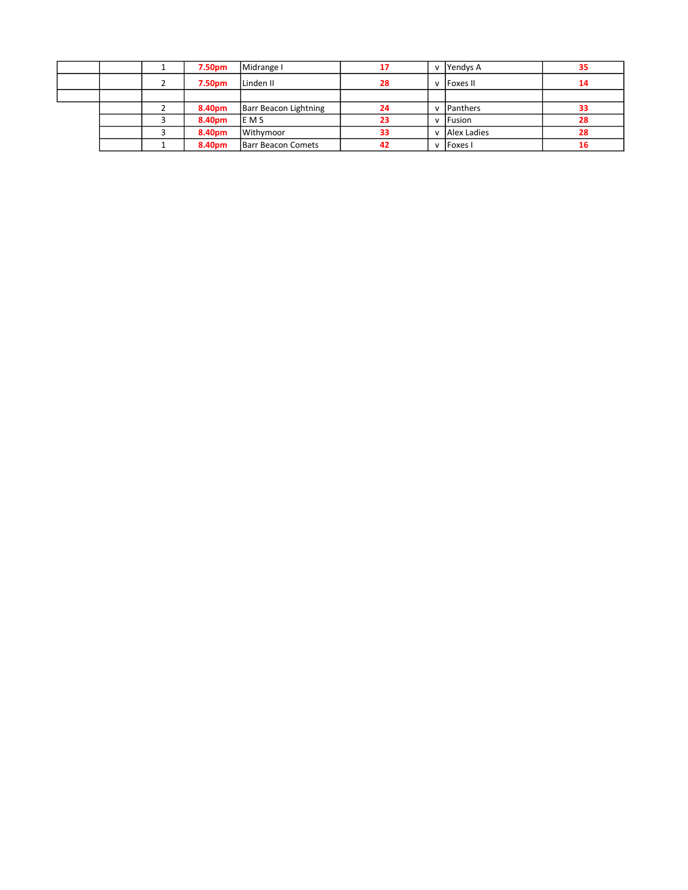| | | | | | | | | |
|---|---|---|---|---|---|---|---|---|
| | | 1 | 7.50pm | Midrange I | 17 | v | Yendys A | 35 |
| | | 2 | 7.50pm | Linden II | 28 | v | Foxes II | 14 |
| | | | | | | | | |
| | | 2 | 8.40pm | Barr Beacon Lightning | 24 | v | Panthers | 33 |
| | | 3 | 8.40pm | E M S | 23 | v | Fusion | 28 |
| | | 3 | 8.40pm | Withymoor | 33 | v | Alex Ladies | 28 |
| | | 1 | 8.40pm | Barr Beacon Comets | 42 | v | Foxes I | 16 |